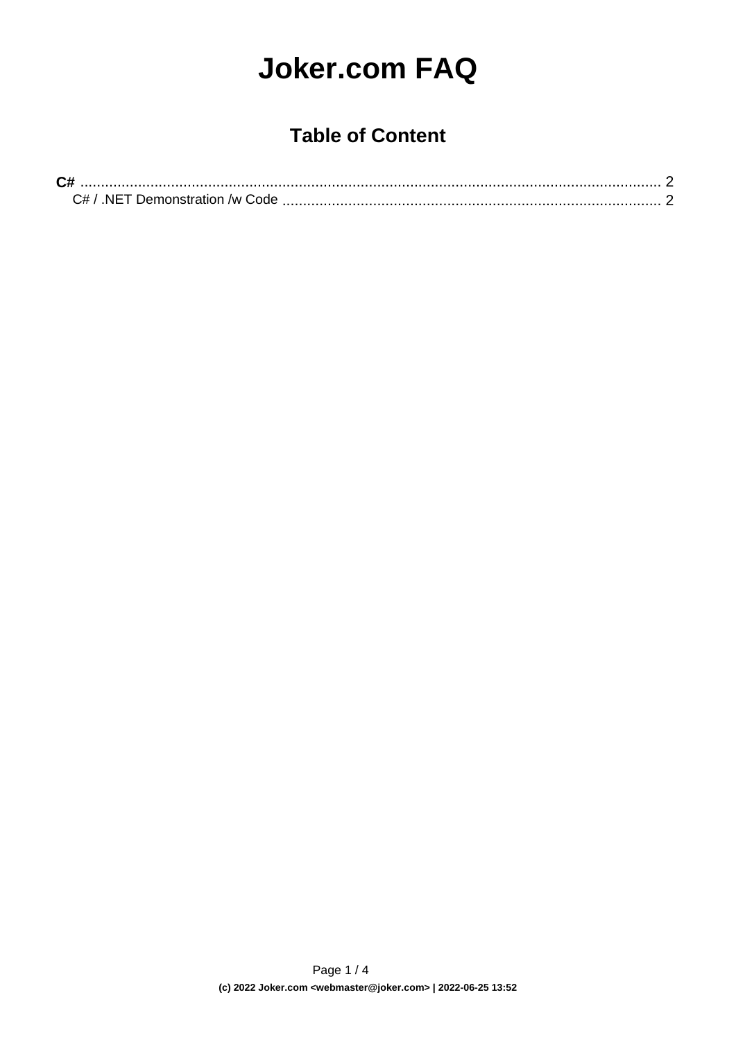# Joker.com FAQ

## Table of Content

**C#** .......................................................................................................................................... 2

C# / .NET Demonstration /w Code ........................................................................................... 2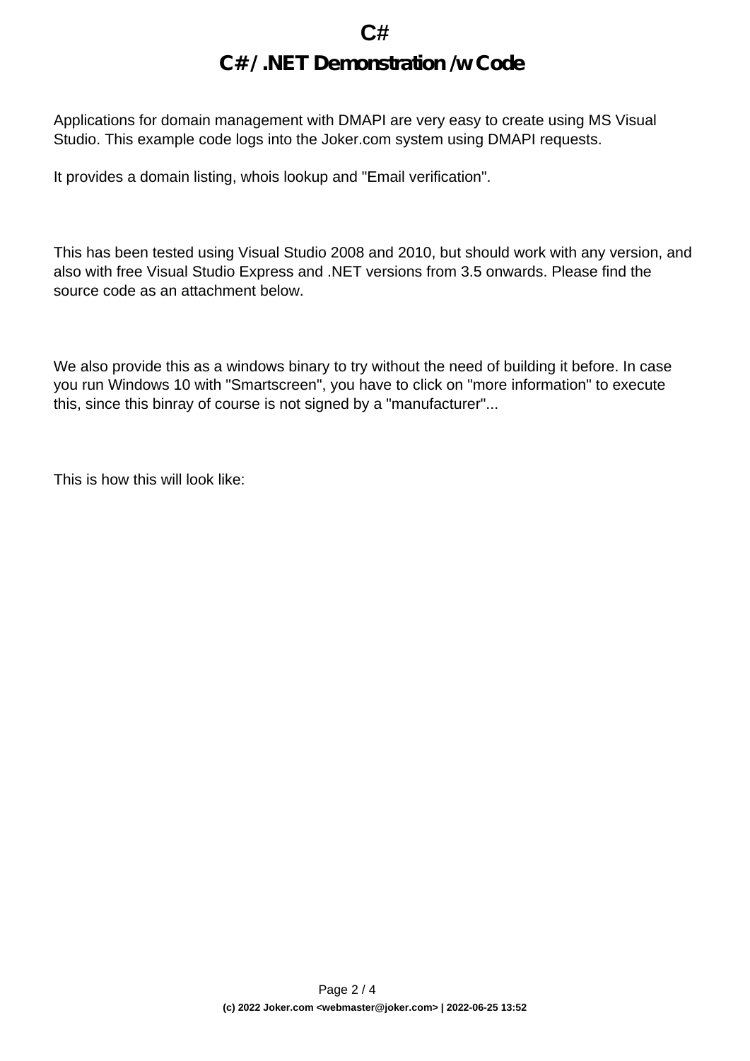# C# / .NET Demonstration /w Code

Applications for domain management with DMAPI are very easy to create using MS Visual Studio. This example code logs into the Joker.com system using DMAPI requests.

It provides a domain listing, whois lookup and "Email verification".

This has been tested using Visual Studio 2008 and 2010, but should work with any version, and also with free Visual Studio Express and .NET versions from 3.5 onwards. Please find the source code as an attachment below.

We also provide this as a windows binary to try without the need of building it before. In case you run Windows 10 with "Smartscreen", you have to click on "more information" to execute this, since this binray of course is not signed by a "manufacturer"...

This is how this will look like: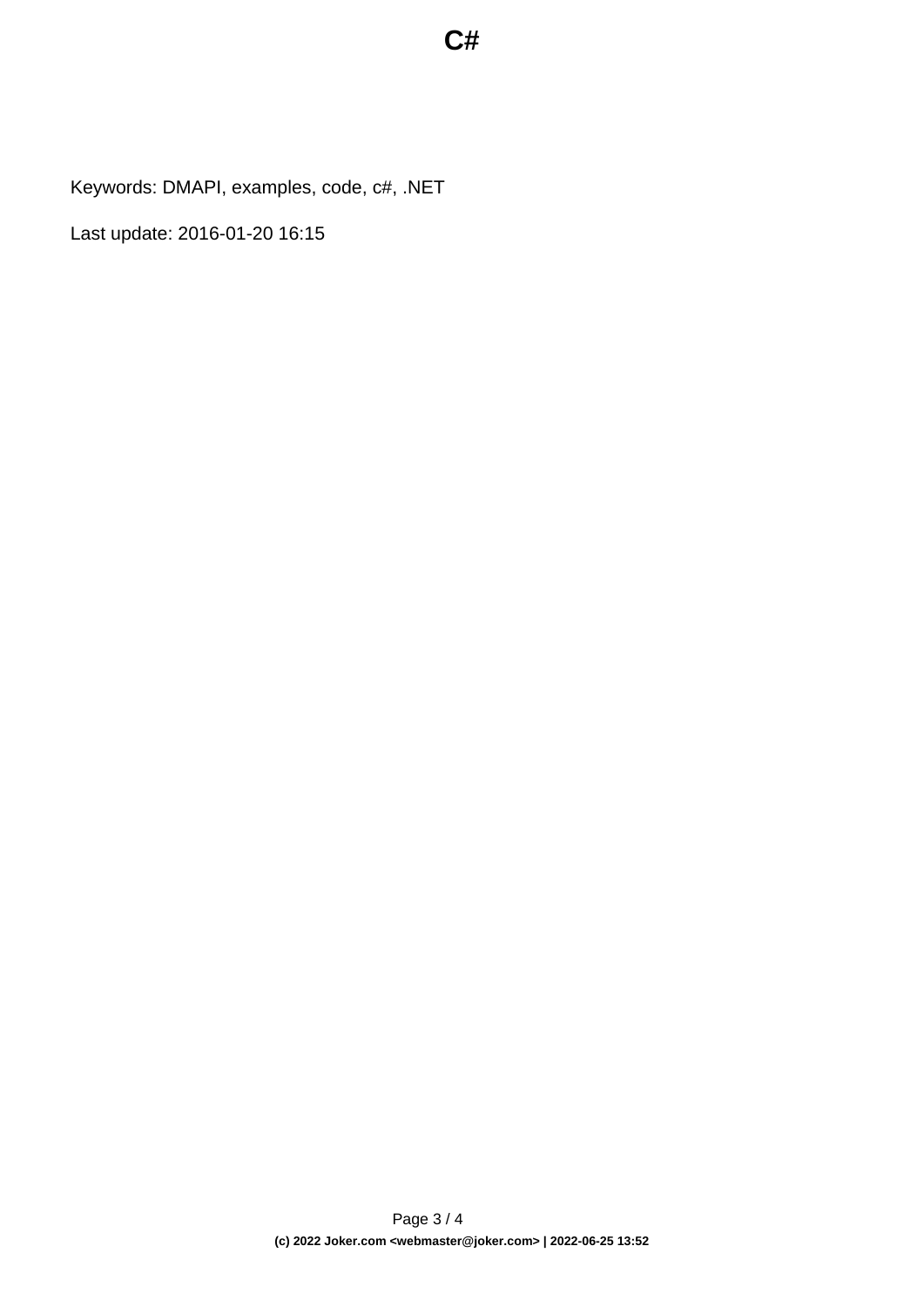Keywords: DMAPI, examples, code, c#, .NET

Last update: 2016-01-20 16:15